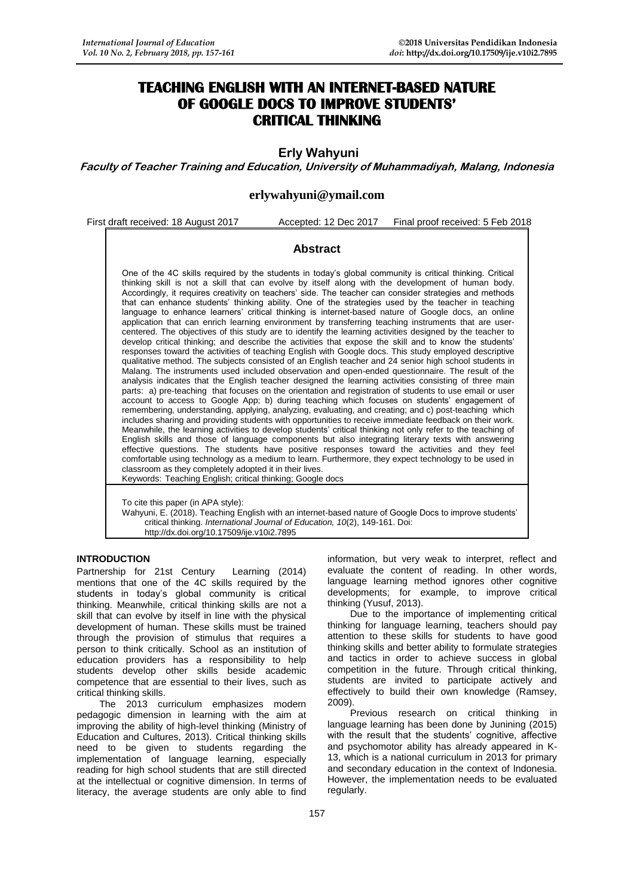# TEACHING ENGLISH WITH AN INTERNET-BASED NATURE OF GOOGLE DOCS TO IMPROVE STUDENTS' CRITICAL THINKING

**Erly Wahyuni**

***Faculty of Teacher Training and Education, University of Muhammadiyah, Malang, Indonesia***

**erlywahyuni@ymail.com**

First draft received: 18 August 2017 Accepted: 12 Dec 2017 Final proof received: 5 Feb 2018

## Abstract

One of the 4C skills required by the students in today's global community is critical thinking. Critical thinking skill is not a skill that can evolve by itself along with the development of human body. Accordingly, it requires creativity on teachers' side. The teacher can consider strategies and methods that can enhance students' thinking ability. One of the strategies used by the teacher in teaching language to enhance learners' critical thinking is internet-based nature of Google docs, an online application that can enrich learning environment by transferring teaching instruments that are user-centered. The objectives of this study are to identify the learning activities designed by the teacher to develop critical thinking; and describe the activities that expose the skill and to know the students' responses toward the activities of teaching English with Google docs. This study employed descriptive qualitative method. The subjects consisted of an English teacher and 24 senior high school students in Malang. The instruments used included observation and open-ended questionnaire. The result of the analysis indicates that the English teacher designed the learning activities consisting of three main parts: a) pre-teaching that focuses on the orientation and registration of students to use email or user account to access to Google App; b) during teaching which focuses on students' engagement of remembering, understanding, applying, analyzing, evaluating, and creating; and c) post-teaching which includes sharing and providing students with opportunities to receive immediate feedback on their work. Meanwhile, the learning activities to develop students' critical thinking not only refer to the teaching of English skills and those of language components but also integrating literary texts with answering effective questions. The students have positive responses toward the activities and they feel comfortable using technology as a medium to learn. Furthermore, they expect technology to be used in classroom as they completely adopted it in their lives.

Keywords: Teaching English; critical thinking; Google docs

To cite this paper (in APA style):
Wahyuni, E. (2018). Teaching English with an internet-based nature of Google Docs to improve students' critical thinking. *International Journal of Education, 10*(2), 149-161. Doi: http://dx.doi.org/10.17509/ije.v10i2.7895

## INTRODUCTION

Partnership for 21st Century Learning (2014) mentions that one of the 4C skills required by the students in today's global community is critical thinking. Meanwhile, critical thinking skills are not a skill that can evolve by itself in line with the physical development of human. These skills must be trained through the provision of stimulus that requires a person to think critically. School as an institution of education providers has a responsibility to help students develop other skills beside academic competence that are essential to their lives, such as critical thinking skills.

The 2013 curriculum emphasizes modern pedagogic dimension in learning with the aim at improving the ability of high-level thinking (Ministry of Education and Cultures, 2013). Critical thinking skills need to be given to students regarding the implementation of language learning, especially reading for high school students that are still directed at the intellectual or cognitive dimension. In terms of literacy, the average students are only able to find information, but very weak to interpret, reflect and evaluate the content of reading. In other words, language learning method ignores other cognitive developments; for example, to improve critical thinking (Yusuf, 2013).

Due to the importance of implementing critical thinking for language learning, teachers should pay attention to these skills for students to have good thinking skills and better ability to formulate strategies and tactics in order to achieve success in global competition in the future. Through critical thinking, students are invited to participate actively and effectively to build their own knowledge (Ramsey, 2009).

Previous research on critical thinking in language learning has been done by Junining (2015) with the result that the students' cognitive, affective and psychomotor ability has already appeared in K-13, which is a national curriculum in 2013 for primary and secondary education in the context of Indonesia. However, the implementation needs to be evaluated regularly.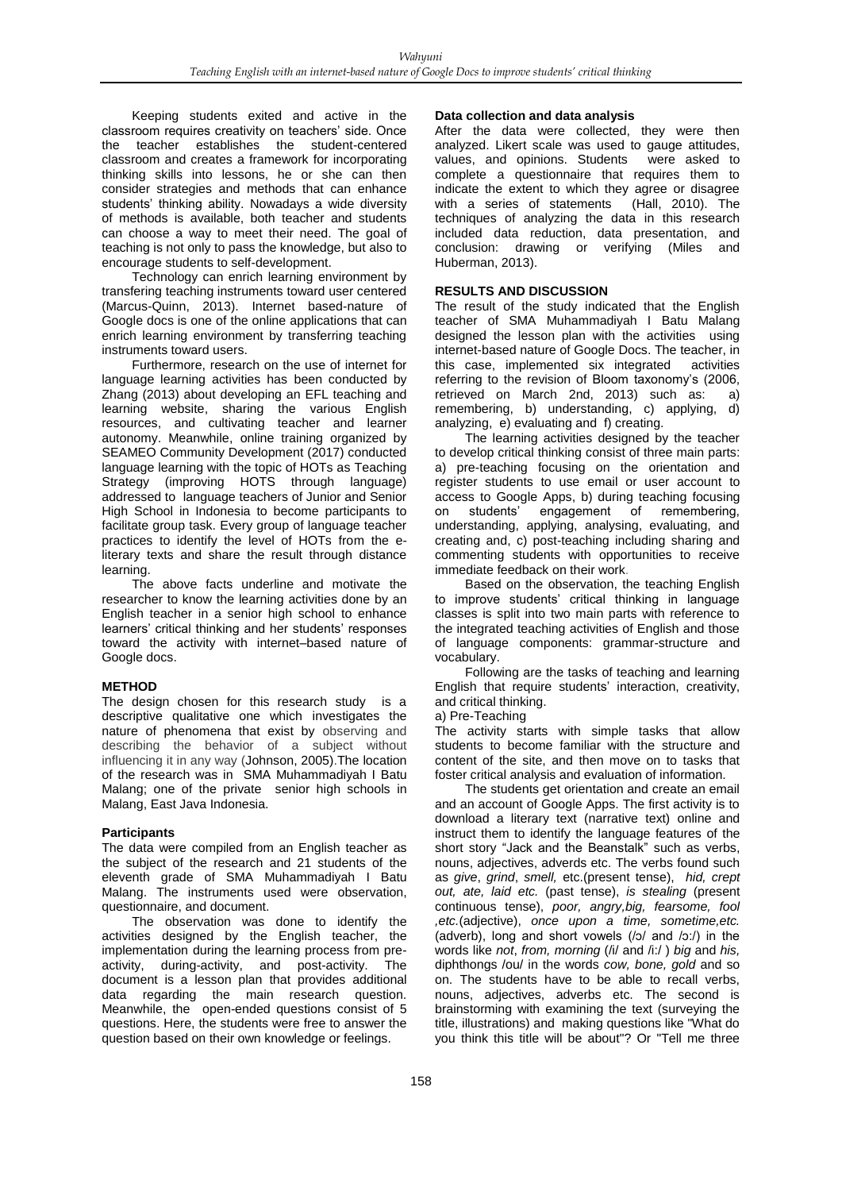Keeping students exited and active in the classroom requires creativity on teachers' side. Once the teacher establishes the student-centered classroom and creates a framework for incorporating thinking skills into lessons, he or she can then consider strategies and methods that can enhance students' thinking ability. Nowadays a wide diversity of methods is available, both teacher and students can choose a way to meet their need. The goal of teaching is not only to pass the knowledge, but also to encourage students to self-development.

Technology can enrich learning environment by transfering teaching instruments toward user centered (Marcus-Quinn, 2013). Internet based-nature of Google docs is one of the online applications that can enrich learning environment by transferring teaching instruments toward users.

Furthermore, research on the use of internet for language learning activities has been conducted by Zhang (2013) about developing an EFL teaching and learning website, sharing the various English resources, and cultivating teacher and learner autonomy. Meanwhile, online training organized by SEAMEO Community Development (2017) conducted language learning with the topic of HOTs as Teaching Strategy (improving HOTS through language) addressed to language teachers of Junior and Senior High School in Indonesia to become participants to facilitate group task. Every group of language teacher practices to identify the level of HOTs from the e-literary texts and share the result through distance learning.

The above facts underline and motivate the researcher to know the learning activities done by an English teacher in a senior high school to enhance learners' critical thinking and her students' responses toward the activity with internet–based nature of Google docs.

## METHOD

The design chosen for this research study is a descriptive qualitative one which investigates the nature of phenomena that exist by observing and describing the behavior of a subject without influencing it in any way (Johnson, 2005).The location of the research was in SMA Muhammadiyah I Batu Malang; one of the private senior high schools in Malang, East Java Indonesia.

### Participants

The data were compiled from an English teacher as the subject of the research and 21 students of the eleventh grade of SMA Muhammadiyah I Batu Malang. The instruments used were observation, questionnaire, and document.

The observation was done to identify the activities designed by the English teacher, the implementation during the learning process from pre-activity, during-activity, and post-activity. The document is a lesson plan that provides additional data regarding the main research question. Meanwhile, the open-ended questions consist of 5 questions. Here, the students were free to answer the question based on their own knowledge or feelings.

### Data collection and data analysis

After the data were collected, they were then analyzed. Likert scale was used to gauge attitudes, values, and opinions. Students were asked to complete a questionnaire that requires them to indicate the extent to which they agree or disagree with a series of statements (Hall, 2010). The techniques of analyzing the data in this research included data reduction, data presentation, and conclusion: drawing or verifying (Miles and Huberman, 2013).

## RESULTS AND DISCUSSION

The result of the study indicated that the English teacher of SMA Muhammadiyah I Batu Malang designed the lesson plan with the activities using internet-based nature of Google Docs. The teacher, in this case, implemented six integrated activities referring to the revision of Bloom taxonomy's (2006, retrieved on March 2nd, 2013) such as: a) remembering, b) understanding, c) applying, d) analyzing, e) evaluating and f) creating.

The learning activities designed by the teacher to develop critical thinking consist of three main parts: a) pre-teaching focusing on the orientation and register students to use email or user account to access to Google Apps, b) during teaching focusing on students' engagement of remembering, understanding, applying, analysing, evaluating, and creating and, c) post-teaching including sharing and commenting students with opportunities to receive immediate feedback on their work.

Based on the observation, the teaching English to improve students' critical thinking in language classes is split into two main parts with reference to the integrated teaching activities of English and those of language components: grammar-structure and vocabulary.

Following are the tasks of teaching and learning English that require students' interaction, creativity, and critical thinking.

a) Pre-Teaching

The activity starts with simple tasks that allow students to become familiar with the structure and content of the site, and then move on to tasks that foster critical analysis and evaluation of information.

The students get orientation and create an email and an account of Google Apps. The first activity is to download a literary text (narrative text) online and instruct them to identify the language features of the short story "Jack and the Beanstalk" such as verbs, nouns, adjectives, adverds etc. The verbs found such as *give*, *grind*, *smell,* etc.(present tense), *hid, crept out, ate, laid etc.* (past tense), *is stealing* (present continuous tense), *poor, angry,big, fearsome, fool ,etc.*(adjective), *once upon a time, sometime,etc.* (adverb), long and short vowels (/ɔ/ and /ɔ:/) in the words like *not*, *from, morning* (/i/ and /i:/ ) *big* and *his,* diphthongs /ou/ in the words *cow, bone, gold* and so on. The students have to be able to recall verbs, nouns, adjectives, adverbs etc. The second is brainstorming with examining the text (surveying the title, illustrations) and making questions like "What do you think this title will be about"? Or "Tell me three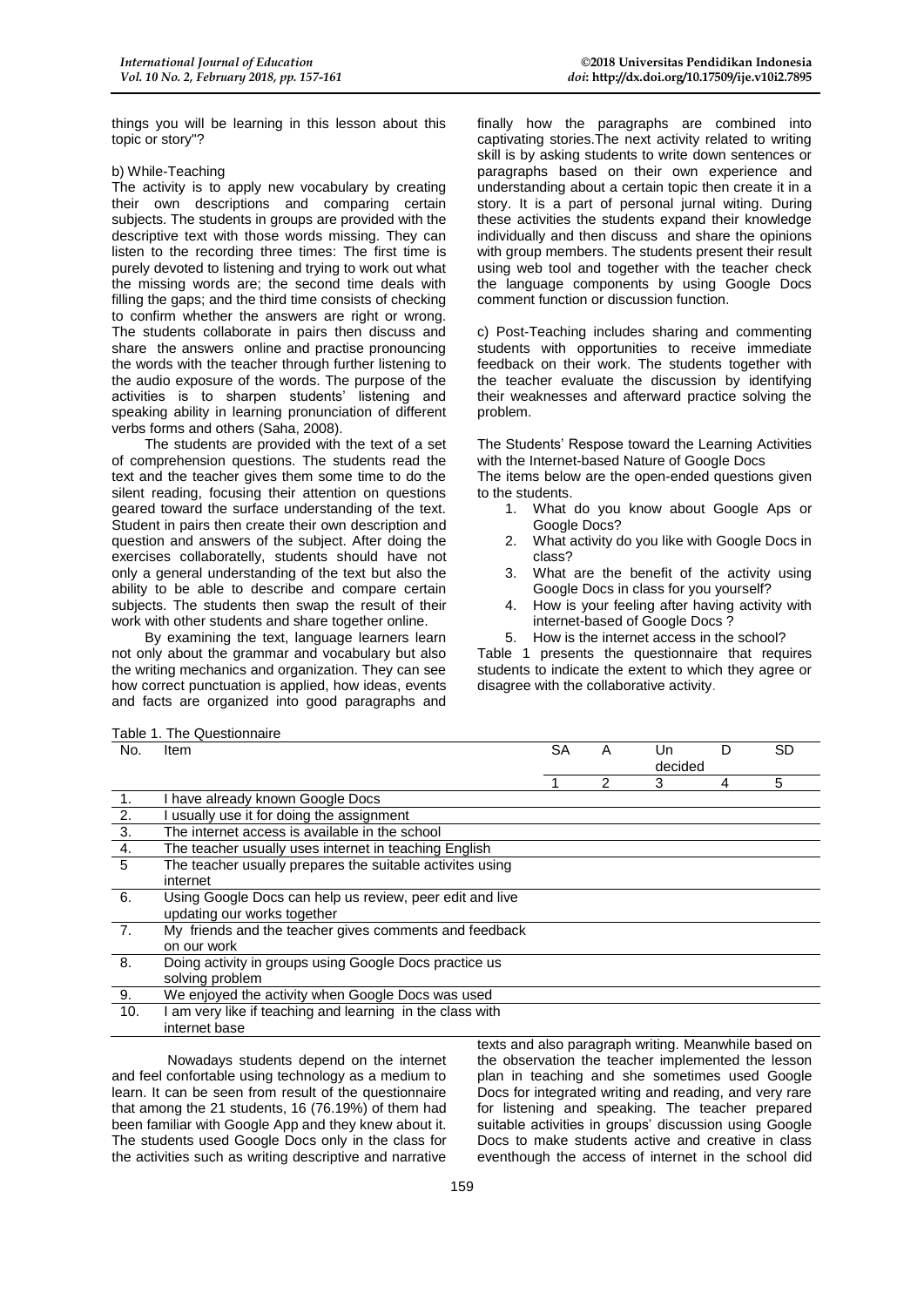things you will be learning in this lesson about this topic or story"?

b) While-Teaching

The activity is to apply new vocabulary by creating their own descriptions and comparing certain subjects. The students in groups are provided with the descriptive text with those words missing. They can listen to the recording three times: The first time is purely devoted to listening and trying to work out what the missing words are; the second time deals with filling the gaps; and the third time consists of checking to confirm whether the answers are right or wrong. The students collaborate in pairs then discuss and share the answers online and practise pronouncing the words with the teacher through further listening to the audio exposure of the words. The purpose of the activities is to sharpen students' listening and speaking ability in learning pronunciation of different verbs forms and others (Saha, 2008).

The students are provided with the text of a set of comprehension questions. The students read the text and the teacher gives them some time to do the silent reading, focusing their attention on questions geared toward the surface understanding of the text. Student in pairs then create their own description and question and answers of the subject. After doing the exercises collaboratelly, students should have not only a general understanding of the text but also the ability to be able to describe and compare certain subjects. The students then swap the result of their work with other students and share together online.

By examining the text, language learners learn not only about the grammar and vocabulary but also the writing mechanics and organization. They can see how correct punctuation is applied, how ideas, events and facts are organized into good paragraphs and finally how the paragraphs are combined into captivating stories.The next activity related to writing skill is by asking students to write down sentences or paragraphs based on their own experience and understanding about a certain topic then create it in a story. It is a part of personal jurnal witing. During these activities the students expand their knowledge individually and then discuss and share the opinions with group members. The students present their result using web tool and together with the teacher check the language components by using Google Docs comment function or discussion function.

c) Post-Teaching includes sharing and commenting students with opportunities to receive immediate feedback on their work. The students together with the teacher evaluate the discussion by identifying their weaknesses and afterward practice solving the problem.

The Students' Respose toward the Learning Activities with the Internet-based Nature of Google Docs

The items below are the open-ended questions given to the students.

1. What do you know about Google Aps or Google Docs?
2. What activity do you like with Google Docs in class?
3. What are the benefit of the activity using Google Docs in class for you yourself?
4. How is your feeling after having activity with internet-based of Google Docs ?
5. How is the internet access in the school?

Table 1 presents the questionnaire that requires students to indicate the extent to which they agree or disagree with the collaborative activity.

Table 1. The Questionnaire

| No. | Item | SA | A | Un decided | D | SD |
|---|---|---|---|---|---|---|
| | | 1 | 2 | 3 | 4 | 5 |
| 1. | I have already known Google Docs | | | | | |
| 2. | I usually use it for doing the assignment | | | | | |
| 3. | The internet access is available in the school | | | | | |
| 4. | The teacher usually uses internet in teaching English | | | | | |
| 5 | The teacher usually prepares the suitable activites using internet | | | | | |
| 6. | Using Google Docs can help us review, peer edit and live updating our works together | | | | | |
| 7. | My friends and the teacher gives comments and feedback on our work | | | | | |
| 8. | Doing activity in groups using Google Docs practice us solving problem | | | | | |
| 9. | We enjoyed the activity when Google Docs was used | | | | | |
| 10. | I am very like if teaching and learning in the class with internet base | | | | | |

Nowadays students depend on the internet and feel confortable using technology as a medium to learn. It can be seen from result of the questionnaire that among the 21 students, 16 (76.19%) of them had been familiar with Google App and they knew about it. The students used Google Docs only in the class for the activities such as writing descriptive and narrative texts and also paragraph writing. Meanwhile based on the observation the teacher implemented the lesson plan in teaching and she sometimes used Google Docs for integrated writing and reading, and very rare for listening and speaking. The teacher prepared suitable activities in groups' discussion using Google Docs to make students active and creative in class eventhough the access of internet in the school did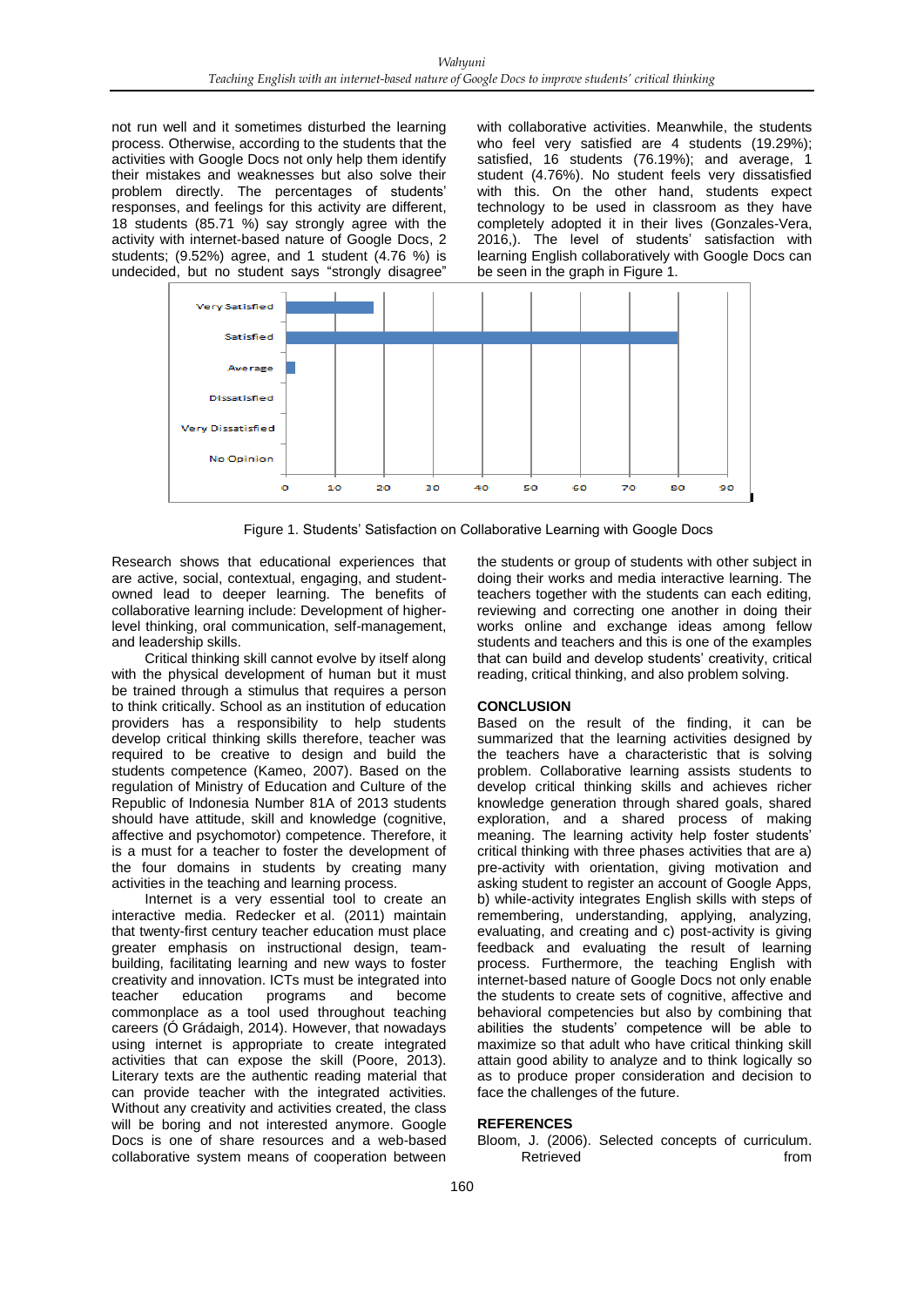not run well and it sometimes disturbed the learning process. Otherwise, according to the students that the activities with Google Docs not only help them identify their mistakes and weaknesses but also solve their problem directly. The percentages of students' responses, and feelings for this activity are different, 18 students (85.71 %) say strongly agree with the activity with internet-based nature of Google Docs, 2 students; (9.52%) agree, and 1 student (4.76 %) is undecided, but no student says "strongly disagree" with collaborative activities. Meanwhile, the students who feel very satisfied are 4 students (19.29%); satisfied, 16 students (76.19%); and average, 1 student (4.76%). No student feels very dissatisfied with this. On the other hand, students expect technology to be used in classroom as they have completely adopted it in their lives (Gonzales-Vera, 2016,). The level of students' satisfaction with learning English collaboratively with Google Docs can be seen in the graph in Figure 1.

Figure 1. Students' Satisfaction on Collaborative Learning with Google Docs

Research shows that educational experiences that are active, social, contextual, engaging, and student-owned lead to deeper learning. The benefits of collaborative learning include: Development of higher-level thinking, oral communication, self-management, and leadership skills.

Critical thinking skill cannot evolve by itself along with the physical development of human but it must be trained through a stimulus that requires a person to think critically. School as an institution of education providers has a responsibility to help students develop critical thinking skills therefore, teacher was required to be creative to design and build the students competence (Kameo, 2007). Based on the regulation of Ministry of Education and Culture of the Republic of Indonesia Number 81A of 2013 students should have attitude, skill and knowledge (cognitive, affective and psychomotor) competence. Therefore, it is a must for a teacher to foster the development of the four domains in students by creating many activities in the teaching and learning process.

Internet is a very essential tool to create an interactive media. Redecker et al. (2011) maintain that twenty-first century teacher education must place greater emphasis on instructional design, team-building, facilitating learning and new ways to foster creativity and innovation. ICTs must be integrated into teacher education programs and become commonplace as a tool used throughout teaching careers (Ó Grádaigh, 2014). However, that nowadays using internet is appropriate to create integrated activities that can expose the skill (Poore, 2013). Literary texts are the authentic reading material that can provide teacher with the integrated activities. Without any creativity and activities created, the class will be boring and not interested anymore. Google Docs is one of share resources and a web-based collaborative system means of cooperation between the students or group of students with other subject in doing their works and media interactive learning. The teachers together with the students can each editing, reviewing and correcting one another in doing their works online and exchange ideas among fellow students and teachers and this is one of the examples that can build and develop students' creativity, critical reading, critical thinking, and also problem solving.

## CONCLUSION

Based on the result of the finding, it can be summarized that the learning activities designed by the teachers have a characteristic that is solving problem. Collaborative learning assists students to develop critical thinking skills and achieves richer knowledge generation through shared goals, shared exploration, and a shared process of making meaning. The learning activity help foster students' critical thinking with three phases activities that are a) pre-activity with orientation, giving motivation and asking student to register an account of Google Apps, b) while-activity integrates English skills with steps of remembering, understanding, applying, analyzing, evaluating, and creating and c) post-activity is giving feedback and evaluating the result of learning process. Furthermore, the teaching English with internet-based nature of Google Docs not only enable the students to create sets of cognitive, affective and behavioral competencies but also by combining that abilities the students' competence will be able to maximize so that adult who have critical thinking skill attain good ability to analyze and to think logically so as to produce proper consideration and decision to face the challenges of the future.

## REFERENCES

Bloom, J. (2006). Selected concepts of curriculum. Retrieved from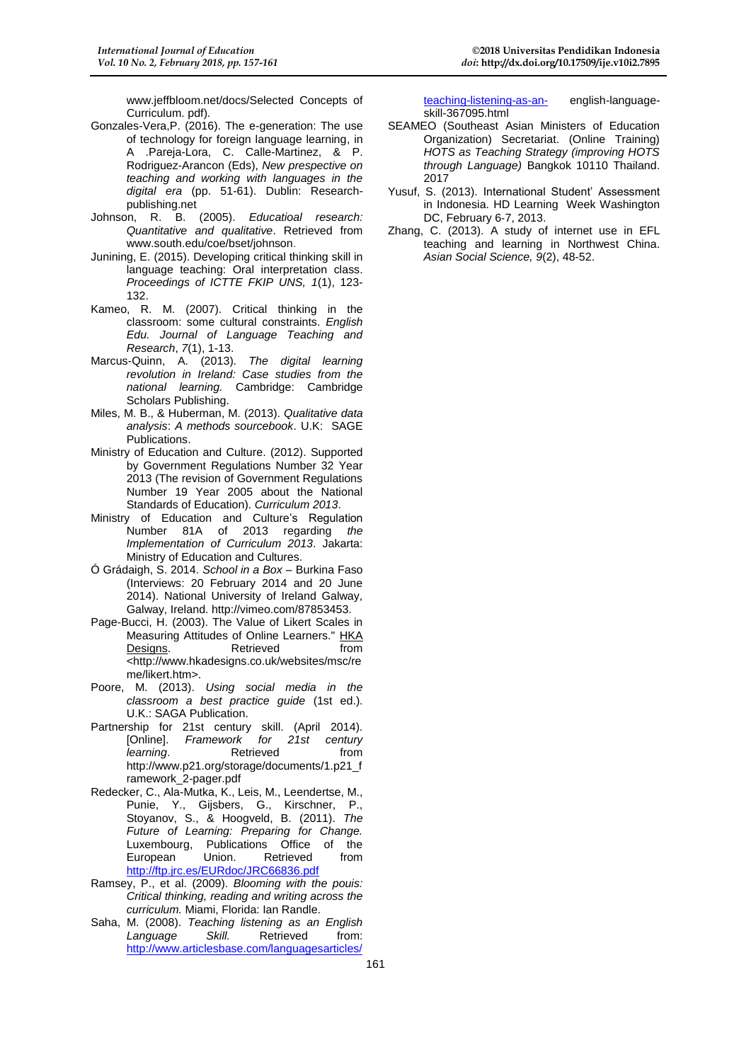www.jeffbloom.net/docs/Selected Concepts of Curriculum. pdf).

Gonzales-Vera,P. (2016). The e-generation: The use of technology for foreign language learning, in A .Pareja-Lora, C. Calle-Martinez, & P. Rodriguez-Arancon (Eds), *New prespective on teaching and working with languages in the digital era* (pp. 51-61). Dublin: Research-publishing.net

Johnson, R. B. (2005). *Educatioal research: Quantitative and qualitative*. Retrieved from www.south.edu/coe/bset/johnson.

Junining, E. (2015). Developing critical thinking skill in language teaching: Oral interpretation class. *Proceedings of ICTTE FKIP UNS, 1*(1), 123-132.

Kameo, R. M. (2007). Critical thinking in the classroom: some cultural constraints. *English Edu. Journal of Language Teaching and Research*, *7*(1), 1-13.

Marcus-Quinn, A. (2013). *The digital learning revolution in Ireland: Case studies from the national learning.* Cambridge: Cambridge Scholars Publishing.

Miles, M. B., & Huberman, M. (2013). *Qualitative data analysis*: *A methods sourcebook*. U.K: SAGE Publications.

Ministry of Education and Culture. (2012). Supported by Government Regulations Number 32 Year 2013 (The revision of Government Regulations Number 19 Year 2005 about the National Standards of Education). *Curriculum 2013*.

Ministry of Education and Culture's Regulation Number 81A of 2013 regarding *the Implementation of Curriculum 2013*. Jakarta: Ministry of Education and Cultures.

Ó Grádaigh, S. 2014. *School in a Box* – Burkina Faso (Interviews: 20 February 2014 and 20 June 2014). National University of Ireland Galway, Galway, Ireland. http://vimeo.com/87853453.

Page-Bucci, H. (2003). The Value of Likert Scales in Measuring Attitudes of Online Learners." HKA Designs. Retrieved from <http://www.hkadesigns.co.uk/websites/msc/reme/likert.htm>.

Poore, M. (2013). *Using social media in the classroom a best practice guide* (1st ed.). U.K.: SAGA Publication.

Partnership for 21st century skill. (April 2014). [Online]. *Framework for 21st century learning*. Retrieved from http://www.p21.org/storage/documents/1.p21_framework_2-pager.pdf

Redecker, C., Ala-Mutka, K., Leis, M., Leendertse, M., Punie, Y., Gijsbers, G., Kirschner, P., Stoyanov, S., & Hoogveld, B. (2011). *The Future of Learning: Preparing for Change.* Luxembourg, Publications Office of the European Union. Retrieved from http://ftp.jrc.es/EURdoc/JRC66836.pdf

Ramsey, P., et al. (2009). *Blooming with the pouis: Critical thinking, reading and writing across the curriculum.* Miami, Florida: Ian Randle.

Saha, M. (2008). *Teaching listening as an English Language Skill.* Retrieved from: http://www.articlesbase.com/languagesarticles/teaching-listening-as-an- english-language-skill-367095.html

SEAMEO (Southeast Asian Ministers of Education Organization) Secretariat. (Online Training) *HOTS as Teaching Strategy (improving HOTS through Language)* Bangkok 10110 Thailand. 2017

Yusuf, S. (2013). International Student' Assessment in Indonesia. HD Learning Week Washington DC, February 6-7, 2013.

Zhang, C. (2013). A study of internet use in EFL teaching and learning in Northwest China. *Asian Social Science, 9*(2), 48-52.